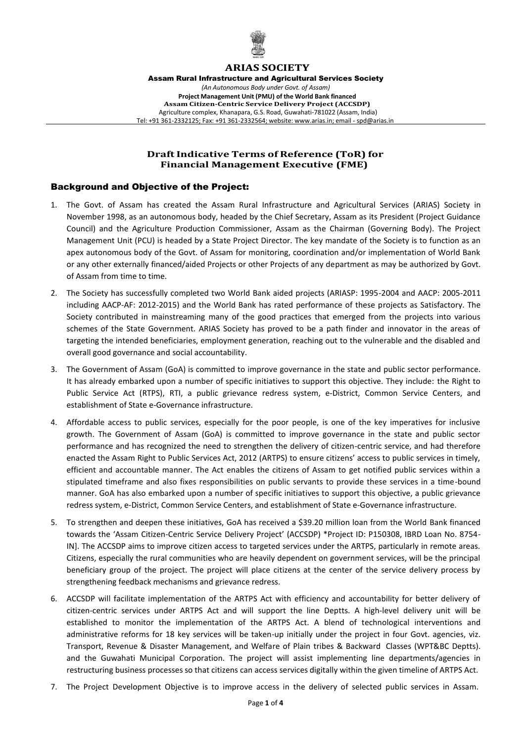# ARIAS SOCIETY

**Assam Rural Infrastructure and Agricultural Services Society**

*(An Autonomous Body under Govt. of Assam)*

**Project Management Unit (PMU) of the World Bank financed**
**Assam Citizen-Centric Service Delivery Project (ACCSDP)**

Agriculture complex, Khanapara, G.S. Road, Guwahati-781022 (Assam, India)
Tel: +91 361-2332125; Fax: +91 361-2332564; website: www.arias.in; email - spd@arias.in

## Draft Indicative Terms of Reference (ToR) for Financial Management Executive (FME)

### Background and Objective of the Project:

1. The Govt. of Assam has created the Assam Rural Infrastructure and Agricultural Services (ARIAS) Society in November 1998, as an autonomous body, headed by the Chief Secretary, Assam as its President (Project Guidance Council) and the Agriculture Production Commissioner, Assam as the Chairman (Governing Body). The Project Management Unit (PCU) is headed by a State Project Director. The key mandate of the Society is to function as an apex autonomous body of the Govt. of Assam for monitoring, coordination and/or implementation of World Bank or any other externally financed/aided Projects or other Projects of any department as may be authorized by Govt. of Assam from time to time.
2. The Society has successfully completed two World Bank aided projects (ARIASP: 1995-2004 and AACP: 2005-2011 including AACP-AF: 2012-2015) and the World Bank has rated performance of these projects as Satisfactory. The Society contributed in mainstreaming many of the good practices that emerged from the projects into various schemes of the State Government. ARIAS Society has proved to be a path finder and innovator in the areas of targeting the intended beneficiaries, employment generation, reaching out to the vulnerable and the disabled and overall good governance and social accountability.
3. The Government of Assam (GoA) is committed to improve governance in the state and public sector performance. It has already embarked upon a number of specific initiatives to support this objective. They include: the Right to Public Service Act (RTPS), RTI, a public grievance redress system, e-District, Common Service Centers, and establishment of State e-Governance infrastructure.
4. Affordable access to public services, especially for the poor people, is one of the key imperatives for inclusive growth. The Government of Assam (GoA) is committed to improve governance in the state and public sector performance and has recognized the need to strengthen the delivery of citizen-centric service, and had therefore enacted the Assam Right to Public Services Act, 2012 (ARTPS) to ensure citizens' access to public services in timely, efficient and accountable manner. The Act enables the citizens of Assam to get notified public services within a stipulated timeframe and also fixes responsibilities on public servants to provide these services in a time-bound manner. GoA has also embarked upon a number of specific initiatives to support this objective, a public grievance redress system, e-District, Common Service Centers, and establishment of State e-Governance infrastructure.
5. To strengthen and deepen these initiatives, GoA has received a $39.20 million loan from the World Bank financed towards the 'Assam Citizen-Centric Service Delivery Project' (ACCSDP) *Project ID: P150308, IBRD Loan No. 8754-IN]. The ACCSDP aims to improve citizen access to targeted services under the ARTPS, particularly in remote areas. Citizens, especially the rural communities who are heavily dependent on government services, will be the principal beneficiary group of the project. The project will place citizens at the center of the service delivery process by strengthening feedback mechanisms and grievance redress.
6. ACCSDP will facilitate implementation of the ARTPS Act with efficiency and accountability for better delivery of citizen-centric services under ARTPS Act and will support the line Deptts. A high-level delivery unit will be established to monitor the implementation of the ARTPS Act. A blend of technological interventions and administrative reforms for 18 key services will be taken-up initially under the project in four Govt. agencies, viz. Transport, Revenue & Disaster Management, and Welfare of Plain tribes & Backward Classes (WPT&BC Deptts). and the Guwahati Municipal Corporation. The project will assist implementing line departments/agencies in restructuring business processes so that citizens can access services digitally within the given timeline of ARTPS Act.
7. The Project Development Objective is to improve access in the delivery of selected public services in Assam.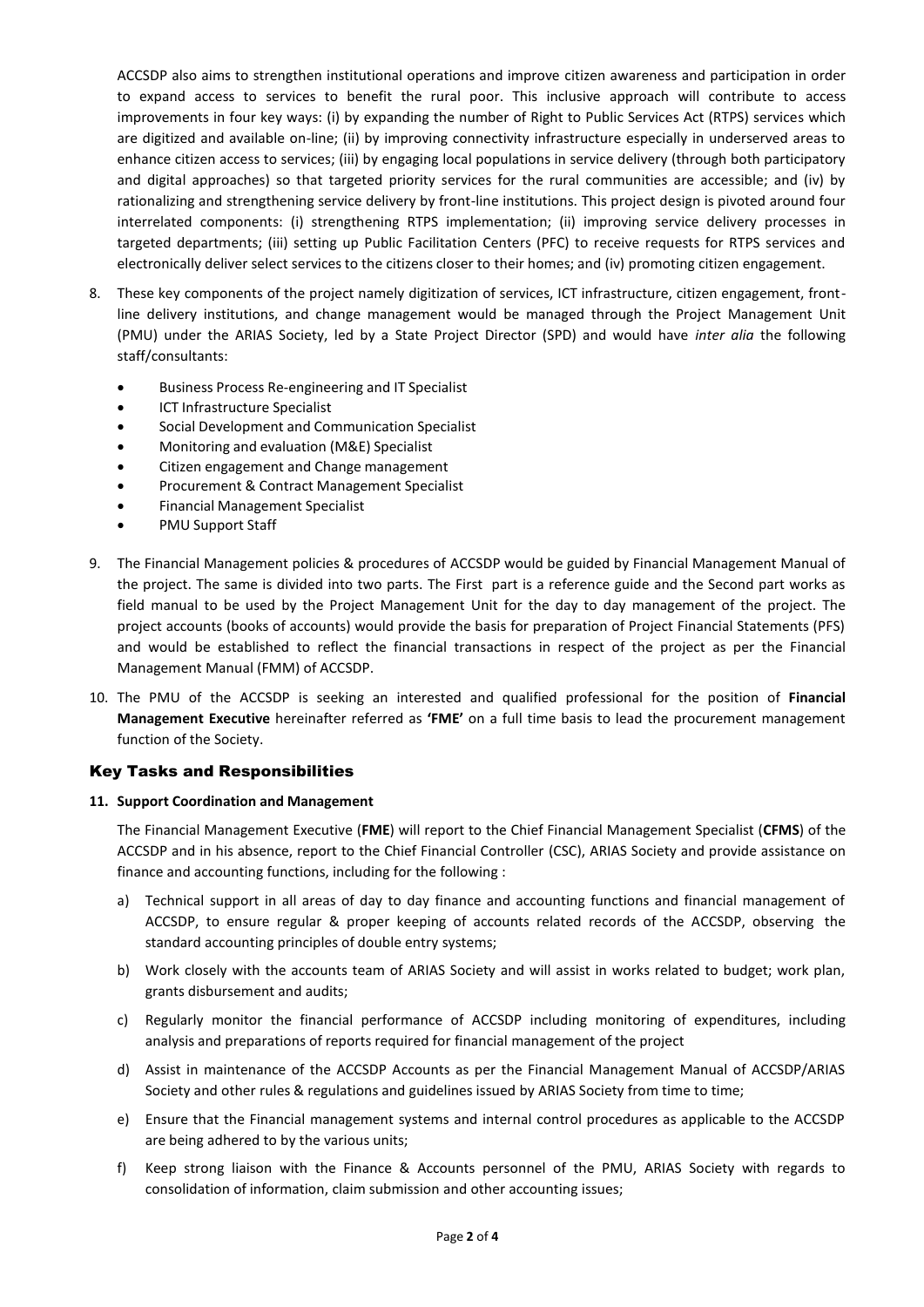ACCSDP also aims to strengthen institutional operations and improve citizen awareness and participation in order to expand access to services to benefit the rural poor. This inclusive approach will contribute to access improvements in four key ways: (i) by expanding the number of Right to Public Services Act (RTPS) services which are digitized and available on-line; (ii) by improving connectivity infrastructure especially in underserved areas to enhance citizen access to services; (iii) by engaging local populations in service delivery (through both participatory and digital approaches) so that targeted priority services for the rural communities are accessible; and (iv) by rationalizing and strengthening service delivery by front-line institutions. This project design is pivoted around four interrelated components: (i) strengthening RTPS implementation; (ii) improving service delivery processes in targeted departments; (iii) setting up Public Facilitation Centers (PFC) to receive requests for RTPS services and electronically deliver select services to the citizens closer to their homes; and (iv) promoting citizen engagement.

8. These key components of the project namely digitization of services, ICT infrastructure, citizen engagement, front-line delivery institutions, and change management would be managed through the Project Management Unit (PMU) under the ARIAS Society, led by a State Project Director (SPD) and would have *inter alia* the following staff/consultants:

    - Business Process Re-engineering and IT Specialist
    - ICT Infrastructure Specialist
    - Social Development and Communication Specialist
    - Monitoring and evaluation (M&E) Specialist
    - Citizen engagement and Change management
    - Procurement & Contract Management Specialist
    - Financial Management Specialist
    - PMU Support Staff

9. The Financial Management policies & procedures of ACCSDP would be guided by Financial Management Manual of the project. The same is divided into two parts. The First part is a reference guide and the Second part works as field manual to be used by the Project Management Unit for the day to day management of the project. The project accounts (books of accounts) would provide the basis for preparation of Project Financial Statements (PFS) and would be established to reflect the financial transactions in respect of the project as per the Financial Management Manual (FMM) of ACCSDP.

10. The PMU of the ACCSDP is seeking an interested and qualified professional for the position of **Financial Management Executive** hereinafter referred as **'FME'** on a full time basis to lead the procurement management function of the Society.

## Key Tasks and Responsibilities

**11. Support Coordination and Management**

The Financial Management Executive (**FME**) will report to the Chief Financial Management Specialist (**CFMS**) of the ACCSDP and in his absence, report to the Chief Financial Controller (CSC), ARIAS Society and provide assistance on finance and accounting functions, including for the following :

a) Technical support in all areas of day to day finance and accounting functions and financial management of ACCSDP, to ensure regular & proper keeping of accounts related records of the ACCSDP, observing the standard accounting principles of double entry systems;

b) Work closely with the accounts team of ARIAS Society and will assist in works related to budget; work plan, grants disbursement and audits;

c) Regularly monitor the financial performance of ACCSDP including monitoring of expenditures, including analysis and preparations of reports required for financial management of the project

d) Assist in maintenance of the ACCSDP Accounts as per the Financial Management Manual of ACCSDP/ARIAS Society and other rules & regulations and guidelines issued by ARIAS Society from time to time;

e) Ensure that the Financial management systems and internal control procedures as applicable to the ACCSDP are being adhered to by the various units;

f) Keep strong liaison with the Finance & Accounts personnel of the PMU, ARIAS Society with regards to consolidation of information, claim submission and other accounting issues;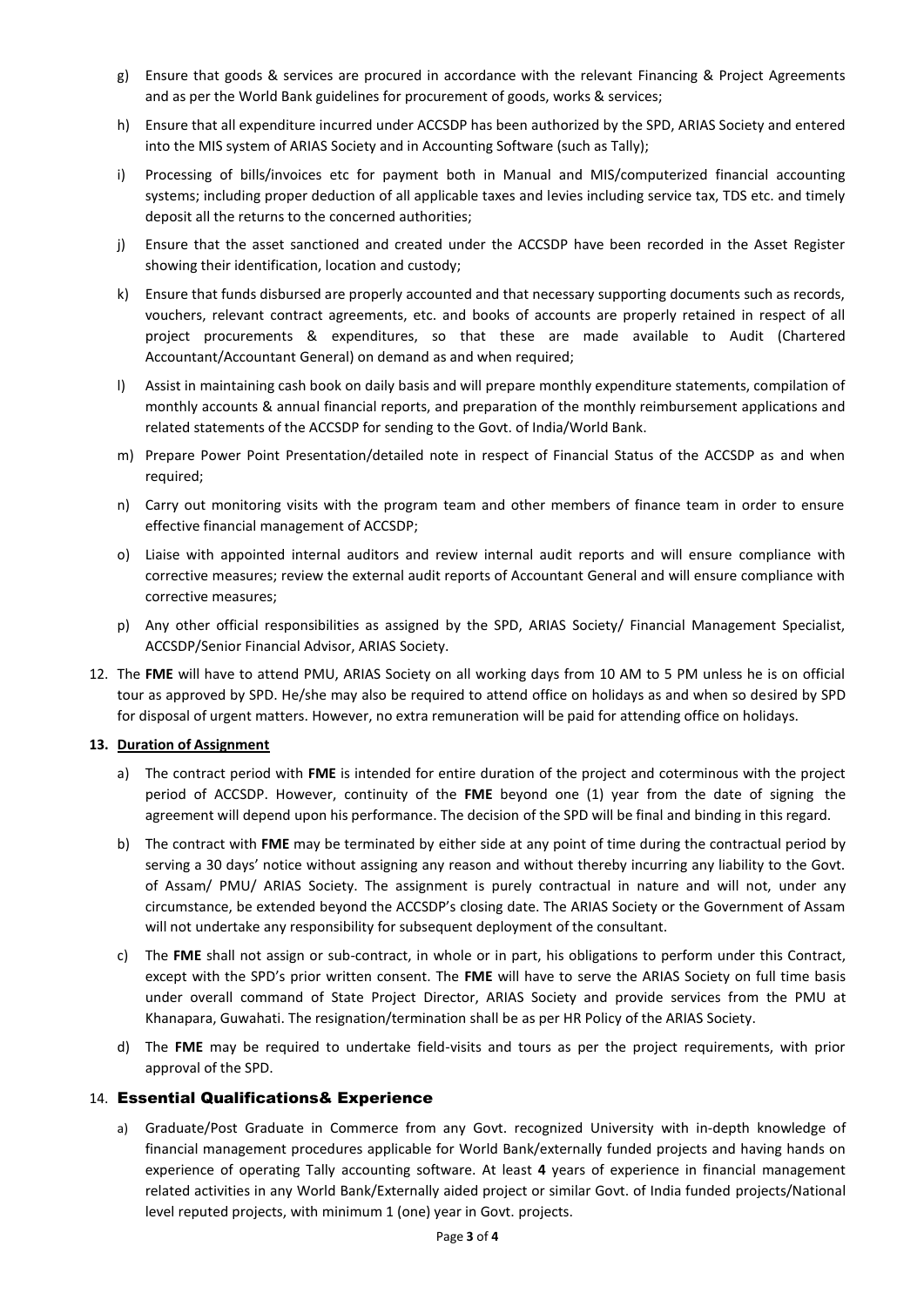g) Ensure that goods & services are procured in accordance with the relevant Financing & Project Agreements and as per the World Bank guidelines for procurement of goods, works & services;

h) Ensure that all expenditure incurred under ACCSDP has been authorized by the SPD, ARIAS Society and entered into the MIS system of ARIAS Society and in Accounting Software (such as Tally);

i) Processing of bills/invoices etc for payment both in Manual and MIS/computerized financial accounting systems; including proper deduction of all applicable taxes and levies including service tax, TDS etc. and timely deposit all the returns to the concerned authorities;

j) Ensure that the asset sanctioned and created under the ACCSDP have been recorded in the Asset Register showing their identification, location and custody;

k) Ensure that funds disbursed are properly accounted and that necessary supporting documents such as records, vouchers, relevant contract agreements, etc. and books of accounts are properly retained in respect of all project procurements & expenditures, so that these are made available to Audit (Chartered Accountant/Accountant General) on demand as and when required;

l) Assist in maintaining cash book on daily basis and will prepare monthly expenditure statements, compilation of monthly accounts & annual financial reports, and preparation of the monthly reimbursement applications and related statements of the ACCSDP for sending to the Govt. of India/World Bank.

m) Prepare Power Point Presentation/detailed note in respect of Financial Status of the ACCSDP as and when required;

n) Carry out monitoring visits with the program team and other members of finance team in order to ensure effective financial management of ACCSDP;

o) Liaise with appointed internal auditors and review internal audit reports and will ensure compliance with corrective measures; review the external audit reports of Accountant General and will ensure compliance with corrective measures;

p) Any other official responsibilities as assigned by the SPD, ARIAS Society/ Financial Management Specialist, ACCSDP/Senior Financial Advisor, ARIAS Society.

12. The **FME** will have to attend PMU, ARIAS Society on all working days from 10 AM to 5 PM unless he is on official tour as approved by SPD. He/she may also be required to attend office on holidays as and when so desired by SPD for disposal of urgent matters. However, no extra remuneration will be paid for attending office on holidays.

**13. Duration of Assignment**

a) The contract period with **FME** is intended for entire duration of the project and coterminous with the project period of ACCSDP. However, continuity of the **FME** beyond one (1) year from the date of signing the agreement will depend upon his performance. The decision of the SPD will be final and binding in this regard.

b) The contract with **FME** may be terminated by either side at any point of time during the contractual period by serving a 30 days' notice without assigning any reason and without thereby incurring any liability to the Govt. of Assam/ PMU/ ARIAS Society. The assignment is purely contractual in nature and will not, under any circumstance, be extended beyond the ACCSDP's closing date. The ARIAS Society or the Government of Assam will not undertake any responsibility for subsequent deployment of the consultant.

c) The **FME** shall not assign or sub-contract, in whole or in part, his obligations to perform under this Contract, except with the SPD's prior written consent. The **FME** will have to serve the ARIAS Society on full time basis under overall command of State Project Director, ARIAS Society and provide services from the PMU at Khanapara, Guwahati. The resignation/termination shall be as per HR Policy of the ARIAS Society.

d) The **FME** may be required to undertake field-visits and tours as per the project requirements, with prior approval of the SPD.

## 14. Essential Qualifications& Experience

a) Graduate/Post Graduate in Commerce from any Govt. recognized University with in-depth knowledge of financial management procedures applicable for World Bank/externally funded projects and having hands on experience of operating Tally accounting software. At least **4** years of experience in financial management related activities in any World Bank/Externally aided project or similar Govt. of India funded projects/National level reputed projects, with minimum 1 (one) year in Govt. projects.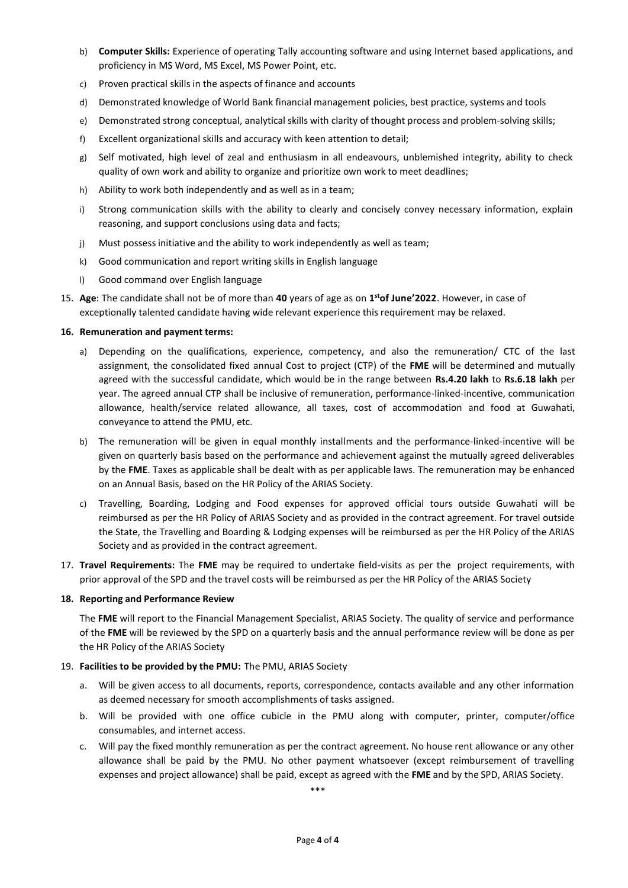b) **Computer Skills:** Experience of operating Tally accounting software and using Internet based applications, and proficiency in MS Word, MS Excel, MS Power Point, etc.

c) Proven practical skills in the aspects of finance and accounts

d) Demonstrated knowledge of World Bank financial management policies, best practice, systems and tools

e) Demonstrated strong conceptual, analytical skills with clarity of thought process and problem-solving skills;

f) Excellent organizational skills and accuracy with keen attention to detail;

g) Self motivated, high level of zeal and enthusiasm in all endeavours, unblemished integrity, ability to check quality of own work and ability to organize and prioritize own work to meet deadlines;

h) Ability to work both independently and as well as in a team;

i) Strong communication skills with the ability to clearly and concisely convey necessary information, explain reasoning, and support conclusions using data and facts;

j) Must possess initiative and the ability to work independently as well as team;

k) Good communication and report writing skills in English language

l) Good command over English language

15. **Age**: The candidate shall not be of more than **40** years of age as on **1st of June'2022**. However, in case of exceptionally talented candidate having wide relevant experience this requirement may be relaxed.

16. **Remuneration and payment terms:**

    a) Depending on the qualifications, experience, competency, and also the remuneration/ CTC of the last assignment, the consolidated fixed annual Cost to project (CTP) of the **FME** will be determined and mutually agreed with the successful candidate, which would be in the range between **Rs.4.20 lakh** to **Rs.6.18 lakh** per year. The agreed annual CTP shall be inclusive of remuneration, performance-linked-incentive, communication allowance, health/service related allowance, all taxes, cost of accommodation and food at Guwahati, conveyance to attend the PMU, etc.

    b) The remuneration will be given in equal monthly installments and the performance-linked-incentive will be given on quarterly basis based on the performance and achievement against the mutually agreed deliverables by the **FME**. Taxes as applicable shall be dealt with as per applicable laws. The remuneration may be enhanced on an Annual Basis, based on the HR Policy of the ARIAS Society.

    c) Travelling, Boarding, Lodging and Food expenses for approved official tours outside Guwahati will be reimbursed as per the HR Policy of ARIAS Society and as provided in the contract agreement. For travel outside the State, the Travelling and Boarding & Lodging expenses will be reimbursed as per the HR Policy of the ARIAS Society and as provided in the contract agreement.

17. **Travel Requirements:** The **FME** may be required to undertake field-visits as per the project requirements, with prior approval of the SPD and the travel costs will be reimbursed as per the HR Policy of the ARIAS Society

18. **Reporting and Performance Review**

    The **FME** will report to the Financial Management Specialist, ARIAS Society. The quality of service and performance of the **FME** will be reviewed by the SPD on a quarterly basis and the annual performance review will be done as per the HR Policy of the ARIAS Society

19. **Facilities to be provided by the PMU:** The PMU, ARIAS Society

    a. Will be given access to all documents, reports, correspondence, contacts available and any other information as deemed necessary for smooth accomplishments of tasks assigned.

    b. Will be provided with one office cubicle in the PMU along with computer, printer, computer/office consumables, and internet access.

    c. Will pay the fixed monthly remuneration as per the contract agreement. No house rent allowance or any other allowance shall be paid by the PMU. No other payment whatsoever (except reimbursement of travelling expenses and project allowance) shall be paid, except as agreed with the **FME** and by the SPD, ARIAS Society.

\*\*\*